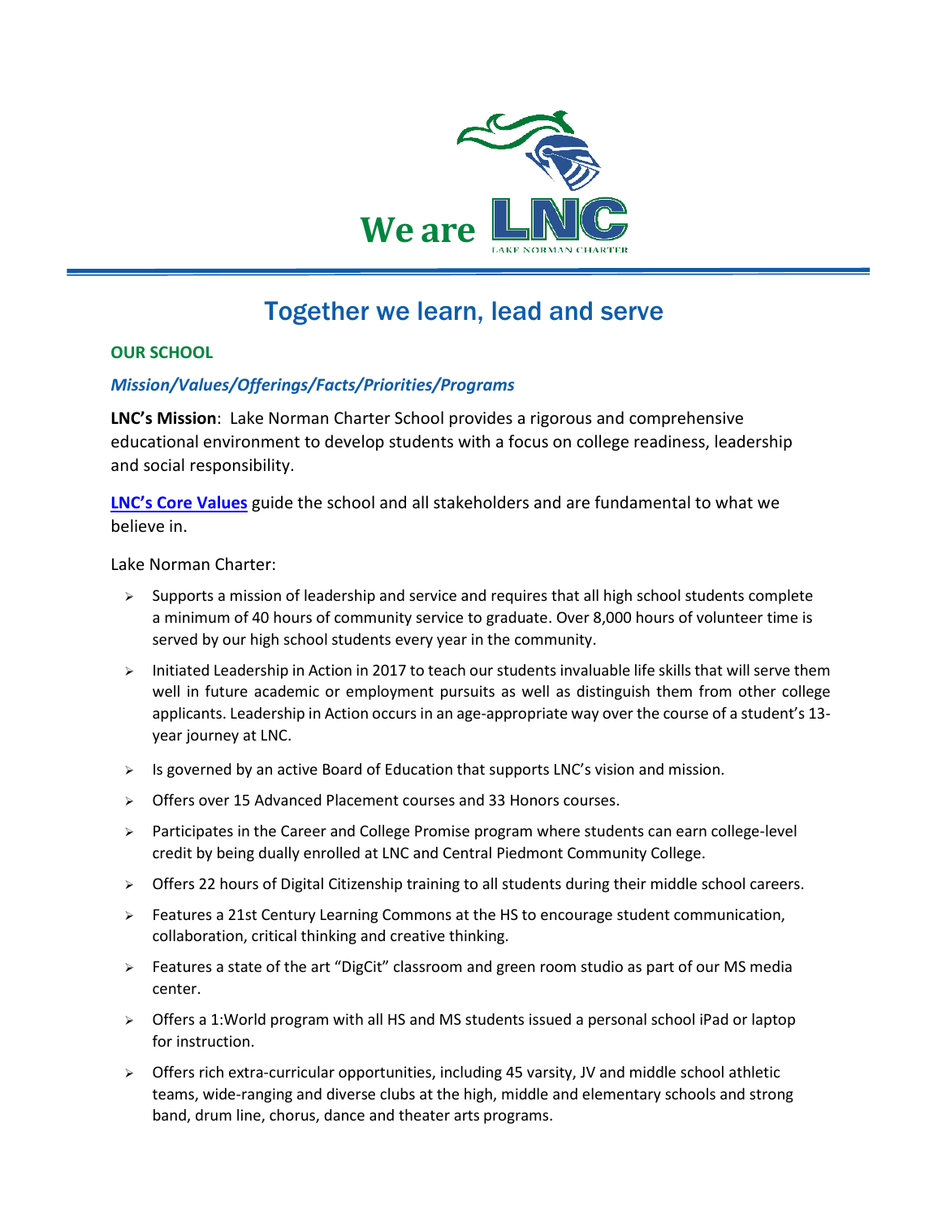We are LNC

LAKE NORMAN CHARTER

# Together we learn, lead and serve

## OUR SCHOOL

### *Mission/Values/Offerings/Facts/Priorities/Programs*

**LNC's Mission**: Lake Norman Charter School provides a rigorous and comprehensive educational environment to develop students with a focus on college readiness, leadership and social responsibility.

**LNC's Core Values** guide the school and all stakeholders and are fundamental to what we believe in.

Lake Norman Charter:

- Supports a mission of leadership and service and requires that all high school students complete a minimum of 40 hours of community service to graduate. Over 8,000 hours of volunteer time is served by our high school students every year in the community.
- Initiated Leadership in Action in 2017 to teach our students invaluable life skills that will serve them well in future academic or employment pursuits as well as distinguish them from other college applicants. Leadership in Action occurs in an age-appropriate way over the course of a student's 13-year journey at LNC.
- Is governed by an active Board of Education that supports LNC's vision and mission.
- Offers over 15 Advanced Placement courses and 33 Honors courses.
- Participates in the Career and College Promise program where students can earn college-level credit by being dually enrolled at LNC and Central Piedmont Community College.
- Offers 22 hours of Digital Citizenship training to all students during their middle school careers.
- Features a 21st Century Learning Commons at the HS to encourage student communication, collaboration, critical thinking and creative thinking.
- Features a state of the art "DigCit" classroom and green room studio as part of our MS media center.
- Offers a 1:World program with all HS and MS students issued a personal school iPad or laptop for instruction.
- Offers rich extra-curricular opportunities, including 45 varsity, JV and middle school athletic teams, wide-ranging and diverse clubs at the high, middle and elementary schools and strong band, drum line, chorus, dance and theater arts programs.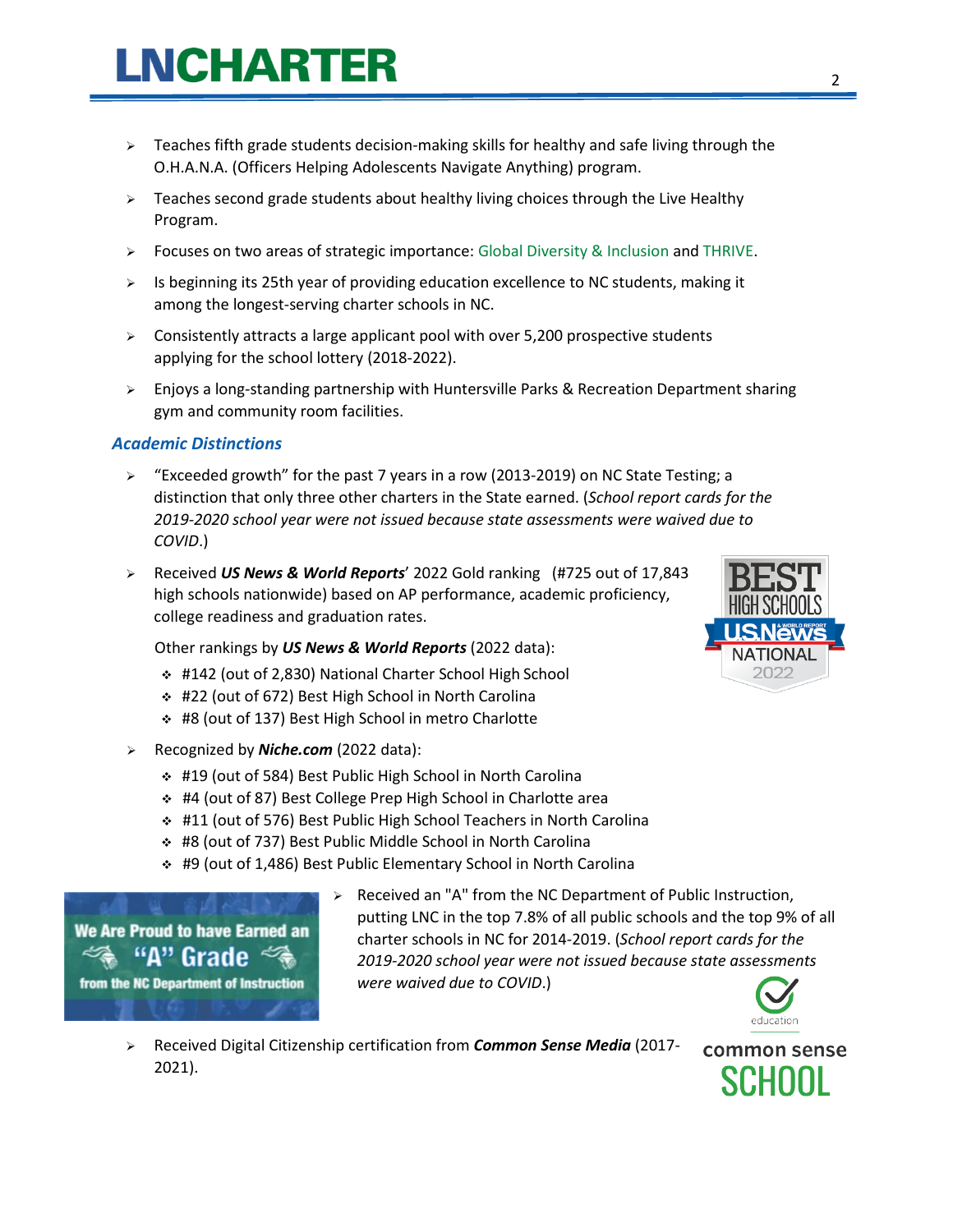- Teaches fifth grade students decision-making skills for healthy and safe living through the O.H.A.N.A. (Officers Helping Adolescents Navigate Anything) program.
- Teaches second grade students about healthy living choices through the Live Healthy Program.
- Focuses on two areas of strategic importance: Global Diversity & Inclusion and THRIVE.
- Is beginning its 25th year of providing education excellence to NC students, making it among the longest-serving charter schools in NC.
- Consistently attracts a large applicant pool with over 5,200 prospective students applying for the school lottery (2018-2022).
- Enjoys a long-standing partnership with Huntersville Parks & Recreation Department sharing gym and community room facilities.

### *Academic Distinctions*

- "Exceeded growth" for the past 7 years in a row (2013-2019) on NC State Testing; a distinction that only three other charters in the State earned. (*School report cards for the 2019-2020 school year were not issued because state assessments were waived due to COVID*.)
- Received ***US News & World Reports***' 2022 Gold ranking (#725 out of 17,843 high schools nationwide) based on AP performance, academic proficiency, college readiness and graduation rates.

  Other rankings by ***US News & World Reports*** (2022 data):
  - #142 (out of 2,830) National Charter School High School
  - #22 (out of 672) Best High School in North Carolina
  - #8 (out of 137) Best High School in metro Charlotte
- Recognized by ***Niche.com*** (2022 data):
  - #19 (out of 584) Best Public High School in North Carolina
  - #4 (out of 87) Best College Prep High School in Charlotte area
  - #11 (out of 576) Best Public High School Teachers in North Carolina
  - #8 (out of 737) Best Public Middle School in North Carolina
  - #9 (out of 1,486) Best Public Elementary School in North Carolina
- Received an "A" from the NC Department of Public Instruction, putting LNC in the top 7.8% of all public schools and the top 9% of all charter schools in NC for 2014-2019. (*School report cards for the 2019-2020 school year were not issued because state assessments were waived due to COVID*.)
- Received Digital Citizenship certification from ***Common Sense Media*** (2017-2021).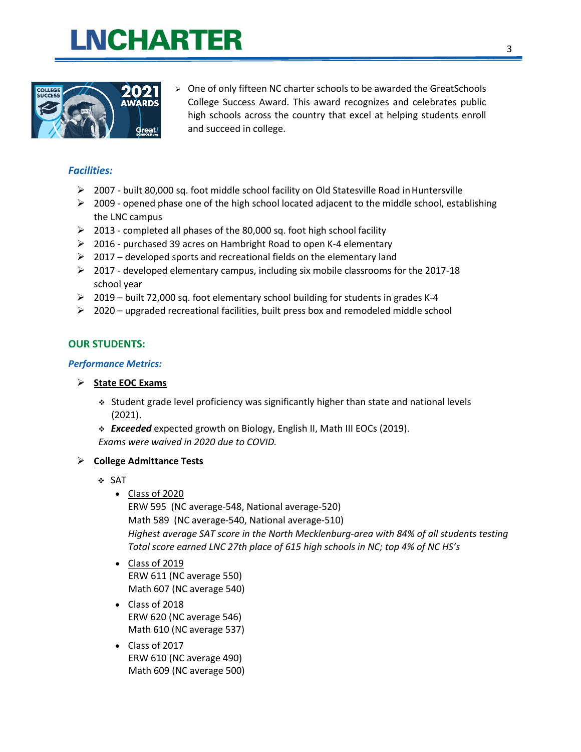- One of only fifteen NC charter schools to be awarded the GreatSchools College Success Award. This award recognizes and celebrates public high schools across the country that excel at helping students enroll and succeed in college.

### *Facilities:*

- 2007 - built 80,000 sq. foot middle school facility on Old Statesville Road in Huntersville
- 2009 - opened phase one of the high school located adjacent to the middle school, establishing the LNC campus
- 2013 - completed all phases of the 80,000 sq. foot high school facility
- 2016 - purchased 39 acres on Hambright Road to open K-4 elementary
- 2017 – developed sports and recreational fields on the elementary land
- 2017 - developed elementary campus, including six mobile classrooms for the 2017-18 school year
- 2019 – built 72,000 sq. foot elementary school building for students in grades K-4
- 2020 – upgraded recreational facilities, built press box and remodeled middle school

## OUR STUDENTS:

### *Performance Metrics:*

- **State EOC Exams**
  - Student grade level proficiency was significantly higher than state and national levels (2021).
  - ***Exceeded*** expected growth on Biology, English II, Math III EOCs (2019).
  
  *Exams were waived in 2020 due to COVID.*

- **College Admittance Tests**
  - SAT
    - Class of 2020
      ERW 595 (NC average-548, National average-520)
      Math 589 (NC average-540, National average-510)
      *Highest average SAT score in the North Mecklenburg-area with 84% of all students testing*
      *Total score earned LNC 27th place of 615 high schools in NC; top 4% of NC HS's*
    - Class of 2019
      ERW 611 (NC average 550)
      Math 607 (NC average 540)
    - Class of 2018
      ERW 620 (NC average 546)
      Math 610 (NC average 537)
    - Class of 2017
      ERW 610 (NC average 490)
      Math 609 (NC average 500)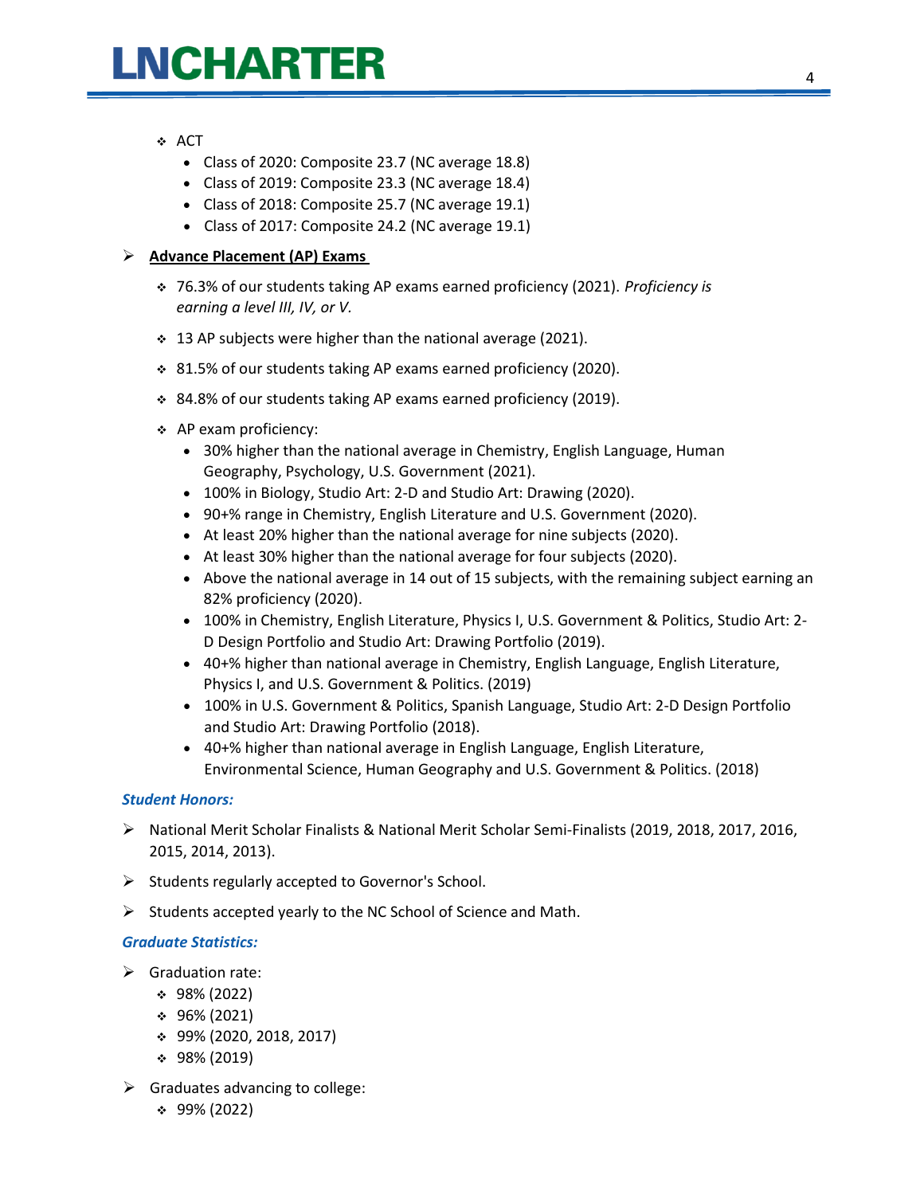- ACT
  - Class of 2020: Composite 23.7 (NC average 18.8)
  - Class of 2019: Composite 23.3 (NC average 18.4)
  - Class of 2018: Composite 25.7 (NC average 19.1)
  - Class of 2017: Composite 24.2 (NC average 19.1)

- **Advance Placement (AP) Exams**
  - 76.3% of our students taking AP exams earned proficiency (2021). *Proficiency is earning a level III, IV, or V.*
  - 13 AP subjects were higher than the national average (2021).
  - 81.5% of our students taking AP exams earned proficiency (2020).
  - 84.8% of our students taking AP exams earned proficiency (2019).
  - AP exam proficiency:
    - 30% higher than the national average in Chemistry, English Language, Human Geography, Psychology, U.S. Government (2021).
    - 100% in Biology, Studio Art: 2-D and Studio Art: Drawing (2020).
    - 90+% range in Chemistry, English Literature and U.S. Government (2020).
    - At least 20% higher than the national average for nine subjects (2020).
    - At least 30% higher than the national average for four subjects (2020).
    - Above the national average in 14 out of 15 subjects, with the remaining subject earning an 82% proficiency (2020).
    - 100% in Chemistry, English Literature, Physics I, U.S. Government & Politics, Studio Art: 2-D Design Portfolio and Studio Art: Drawing Portfolio (2019).
    - 40+% higher than national average in Chemistry, English Language, English Literature, Physics I, and U.S. Government & Politics. (2019)
    - 100% in U.S. Government & Politics, Spanish Language, Studio Art: 2-D Design Portfolio and Studio Art: Drawing Portfolio (2018).
    - 40+% higher than national average in English Language, English Literature, Environmental Science, Human Geography and U.S. Government & Politics. (2018)

### *Student Honors:*

- National Merit Scholar Finalists & National Merit Scholar Semi-Finalists (2019, 2018, 2017, 2016, 2015, 2014, 2013).
- Students regularly accepted to Governor's School.
- Students accepted yearly to the NC School of Science and Math.

### *Graduate Statistics:*

- Graduation rate:
  - 98% (2022)
  - 96% (2021)
  - 99% (2020, 2018, 2017)
  - 98% (2019)
- Graduates advancing to college:
  - 99% (2022)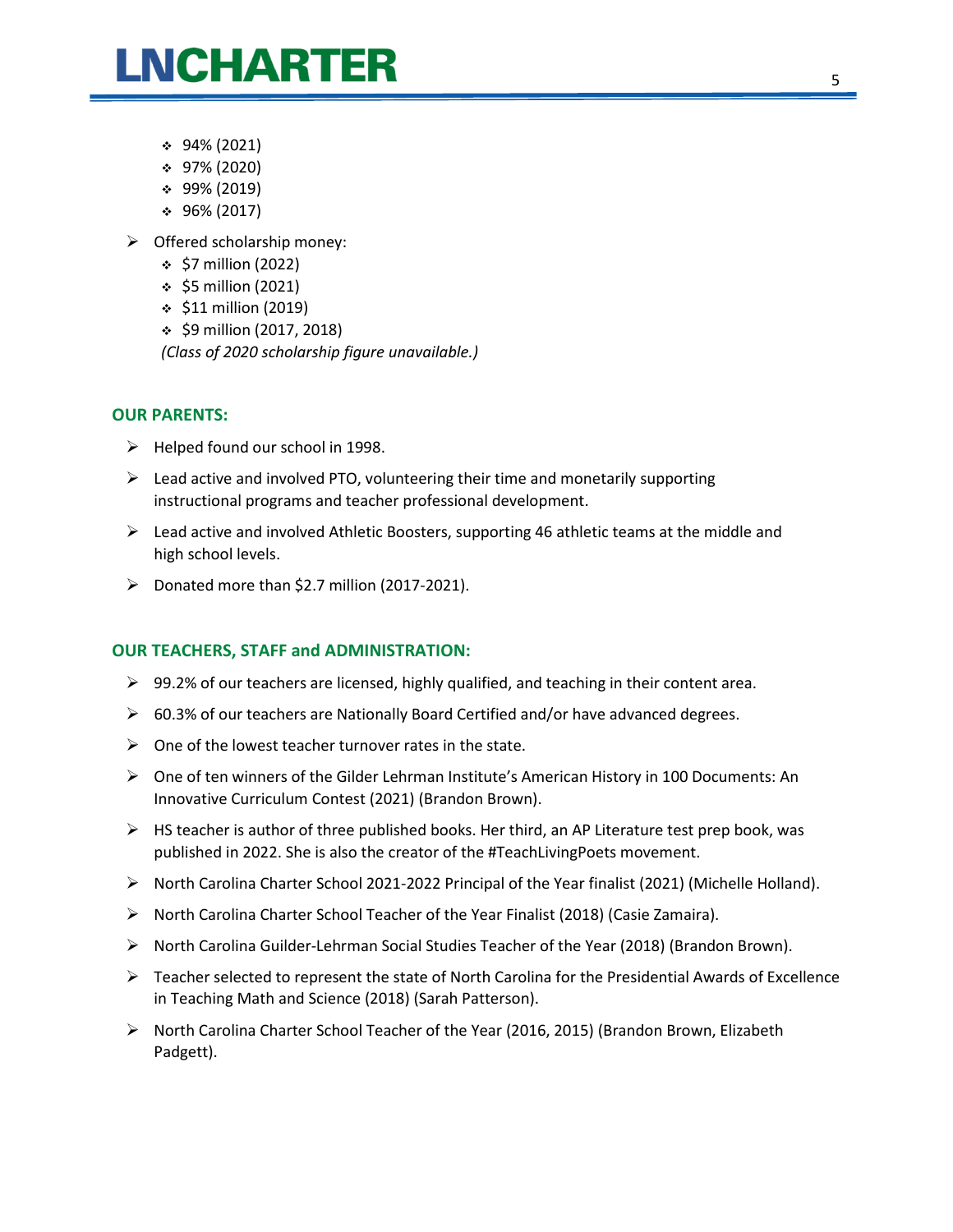- 94% (2021)
    - 97% (2020)
    - 99% (2019)
    - 96% (2017)
- Offered scholarship money:
    - $7 million (2022)
    - $5 million (2021)
    - $11 million (2019)
    - $9 million (2017, 2018)

    *(Class of 2020 scholarship figure unavailable.)*

## OUR PARENTS:

- Helped found our school in 1998.
- Lead active and involved PTO, volunteering their time and monetarily supporting instructional programs and teacher professional development.
- Lead active and involved Athletic Boosters, supporting 46 athletic teams at the middle and high school levels.
- Donated more than $2.7 million (2017-2021).

## OUR TEACHERS, STAFF and ADMINISTRATION:

- 99.2% of our teachers are licensed, highly qualified, and teaching in their content area.
- 60.3% of our teachers are Nationally Board Certified and/or have advanced degrees.
- One of the lowest teacher turnover rates in the state.
- One of ten winners of the Gilder Lehrman Institute's American History in 100 Documents: An Innovative Curriculum Contest (2021) (Brandon Brown).
- HS teacher is author of three published books. Her third, an AP Literature test prep book, was published in 2022. She is also the creator of the #TeachLivingPoets movement.
- North Carolina Charter School 2021-2022 Principal of the Year finalist (2021) (Michelle Holland).
- North Carolina Charter School Teacher of the Year Finalist (2018) (Casie Zamaira).
- North Carolina Guilder-Lehrman Social Studies Teacher of the Year (2018) (Brandon Brown).
- Teacher selected to represent the state of North Carolina for the Presidential Awards of Excellence in Teaching Math and Science (2018) (Sarah Patterson).
- North Carolina Charter School Teacher of the Year (2016, 2015) (Brandon Brown, Elizabeth Padgett).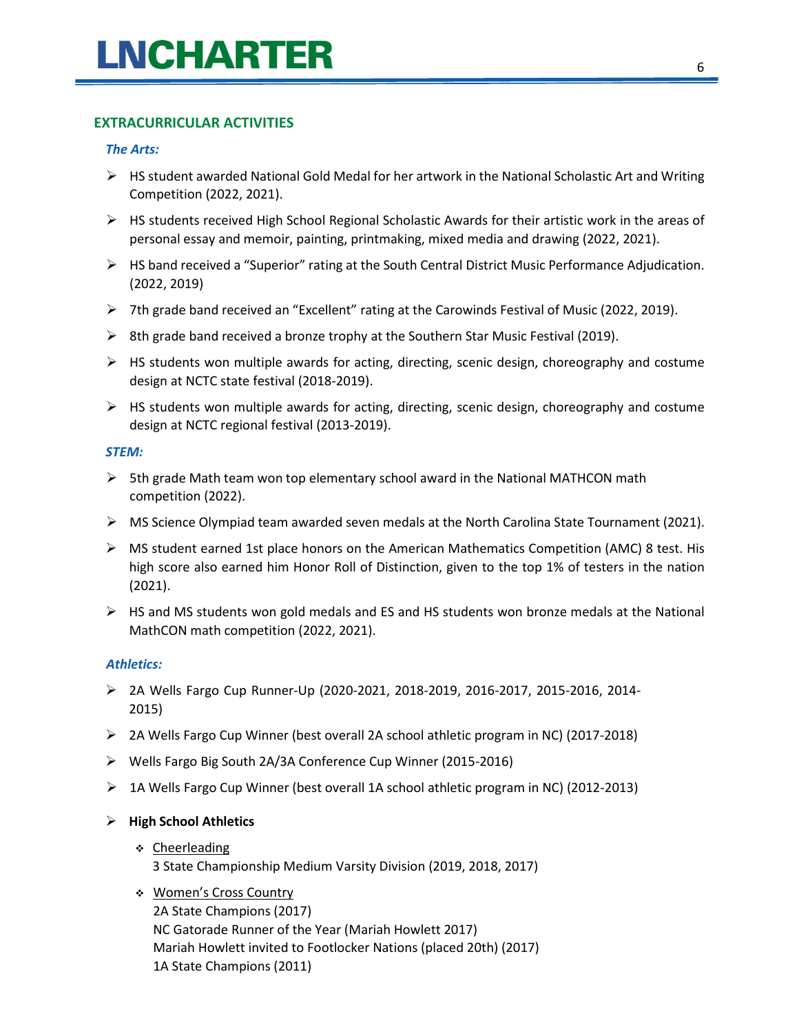## EXTRACURRICULAR ACTIVITIES

### *The Arts:*

- HS student awarded National Gold Medal for her artwork in the National Scholastic Art and Writing Competition (2022, 2021).
- HS students received High School Regional Scholastic Awards for their artistic work in the areas of personal essay and memoir, painting, printmaking, mixed media and drawing (2022, 2021).
- HS band received a "Superior" rating at the South Central District Music Performance Adjudication. (2022, 2019)
- 7th grade band received an "Excellent" rating at the Carowinds Festival of Music (2022, 2019).
- 8th grade band received a bronze trophy at the Southern Star Music Festival (2019).
- HS students won multiple awards for acting, directing, scenic design, choreography and costume design at NCTC state festival (2018-2019).
- HS students won multiple awards for acting, directing, scenic design, choreography and costume design at NCTC regional festival (2013-2019).

### *STEM:*

- 5th grade Math team won top elementary school award in the National MATHCON math competition (2022).
- MS Science Olympiad team awarded seven medals at the North Carolina State Tournament (2021).
- MS student earned 1st place honors on the American Mathematics Competition (AMC) 8 test. His high score also earned him Honor Roll of Distinction, given to the top 1% of testers in the nation (2021).
- HS and MS students won gold medals and ES and HS students won bronze medals at the National MathCON math competition (2022, 2021).

### *Athletics:*

- 2A Wells Fargo Cup Runner-Up (2020-2021, 2018-2019, 2016-2017, 2015-2016, 2014-2015)
- 2A Wells Fargo Cup Winner (best overall 2A school athletic program in NC) (2017-2018)
- Wells Fargo Big South 2A/3A Conference Cup Winner (2015-2016)
- 1A Wells Fargo Cup Winner (best overall 1A school athletic program in NC) (2012-2013)
- **High School Athletics**
  - Cheerleading
    3 State Championship Medium Varsity Division (2019, 2018, 2017)
  - Women's Cross Country
    2A State Champions (2017)
    NC Gatorade Runner of the Year (Mariah Howlett 2017)
    Mariah Howlett invited to Footlocker Nations (placed 20th) (2017)
    1A State Champions (2011)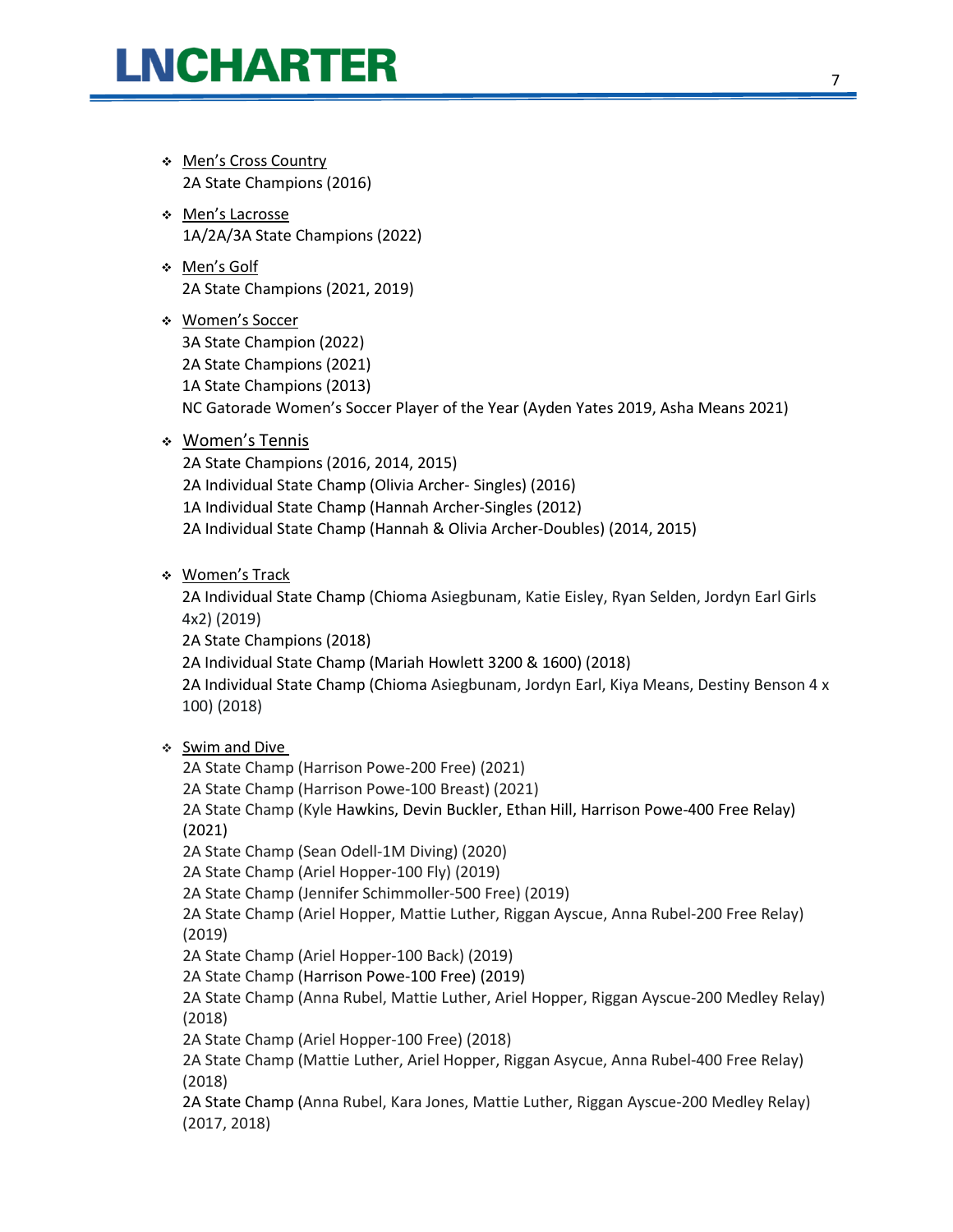- Men's Cross Country
  2A State Champions (2016)

- Men's Lacrosse
  1A/2A/3A State Champions (2022)

- Men's Golf
  2A State Champions (2021, 2019)

- Women's Soccer
  3A State Champion (2022)
  2A State Champions (2021)
  1A State Champions (2013)
  NC Gatorade Women's Soccer Player of the Year (Ayden Yates 2019, Asha Means 2021)

- Women's Tennis
  2A State Champions (2016, 2014, 2015)
  2A Individual State Champ (Olivia Archer- Singles) (2016)
  1A Individual State Champ (Hannah Archer-Singles (2012)
  2A Individual State Champ (Hannah & Olivia Archer-Doubles) (2014, 2015)

- Women's Track
  2A Individual State Champ (Chioma Asiegbunam, Katie Eisley, Ryan Selden, Jordyn Earl Girls 4x2) (2019)
  2A State Champions (2018)
  2A Individual State Champ (Mariah Howlett 3200 & 1600) (2018)
  2A Individual State Champ (Chioma Asiegbunam, Jordyn Earl, Kiya Means, Destiny Benson 4 x 100) (2018)

- Swim and Dive
  2A State Champ (Harrison Powe-200 Free) (2021)
  2A State Champ (Harrison Powe-100 Breast) (2021)
  2A State Champ (Kyle Hawkins, Devin Buckler, Ethan Hill, Harrison Powe-400 Free Relay) (2021)
  2A State Champ (Sean Odell-1M Diving) (2020)
  2A State Champ (Ariel Hopper-100 Fly) (2019)
  2A State Champ (Jennifer Schimmoller-500 Free) (2019)
  2A State Champ (Ariel Hopper, Mattie Luther, Riggan Ayscue, Anna Rubel-200 Free Relay) (2019)
  2A State Champ (Ariel Hopper-100 Back) (2019)
  2A State Champ (Harrison Powe-100 Free) (2019)
  2A State Champ (Anna Rubel, Mattie Luther, Ariel Hopper, Riggan Ayscue-200 Medley Relay) (2018)
  2A State Champ (Ariel Hopper-100 Free) (2018)
  2A State Champ (Mattie Luther, Ariel Hopper, Riggan Asycue, Anna Rubel-400 Free Relay) (2018)
  2A State Champ (Anna Rubel, Kara Jones, Mattie Luther, Riggan Ayscue-200 Medley Relay) (2017, 2018)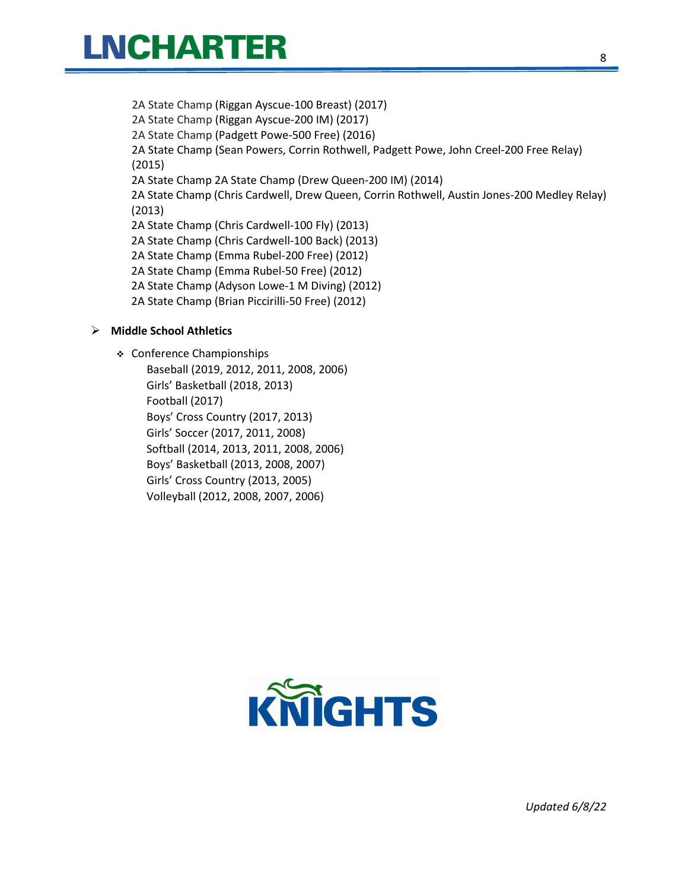2A State Champ (Riggan Ayscue-100 Breast) (2017)
2A State Champ (Riggan Ayscue-200 IM) (2017)
2A State Champ (Padgett Powe-500 Free) (2016)
2A State Champ (Sean Powers, Corrin Rothwell, Padgett Powe, John Creel-200 Free Relay) (2015)
2A State Champ 2A State Champ (Drew Queen-200 IM) (2014)
2A State Champ (Chris Cardwell, Drew Queen, Corrin Rothwell, Austin Jones-200 Medley Relay) (2013)
2A State Champ (Chris Cardwell-100 Fly) (2013)
2A State Champ (Chris Cardwell-100 Back) (2013)
2A State Champ (Emma Rubel-200 Free) (2012)
2A State Champ (Emma Rubel-50 Free) (2012)
2A State Champ (Adyson Lowe-1 M Diving) (2012)
2A State Champ (Brian Piccirilli-50 Free) (2012)

- **Middle School Athletics**
  - Conference Championships
    Baseball (2019, 2012, 2011, 2008, 2006)
    Girls' Basketball (2018, 2013)
    Football (2017)
    Boys' Cross Country (2017, 2013)
    Girls' Soccer (2017, 2011, 2008)
    Softball (2014, 2013, 2011, 2008, 2006)
    Boys' Basketball (2013, 2008, 2007)
    Girls' Cross Country (2013, 2005)
    Volleyball (2012, 2008, 2007, 2006)

KNIGHTS

*Updated 6/8/22*